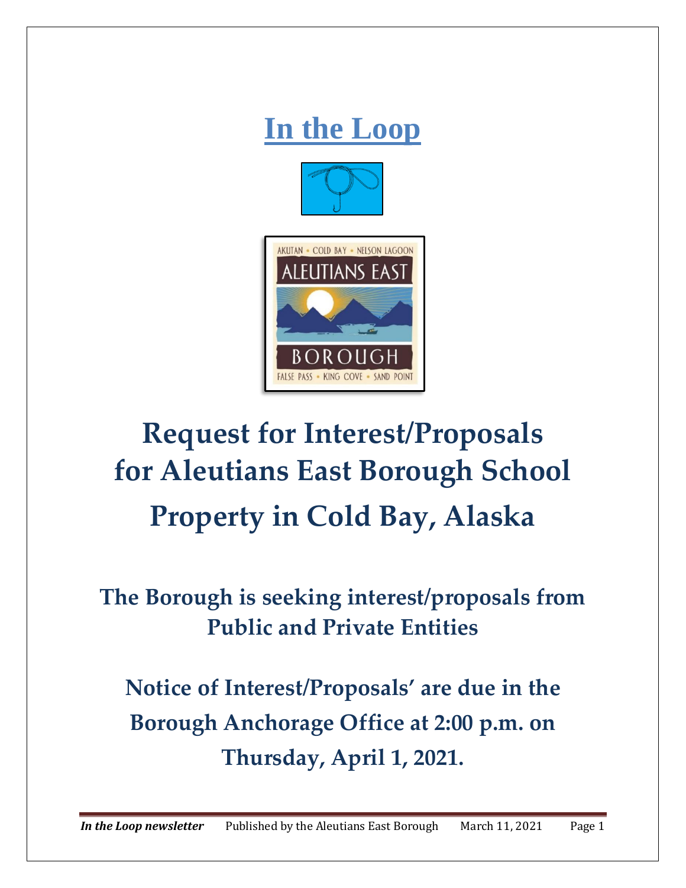# In the Loop

AKUTAN • COLD BAY • NELSON LAGOON

ALEUTIANS EAST

BOROUGH

FALSE PASS • KING COVE • SAND POINT

# Request for Interest/Proposals for Aleutians East Borough School Property in Cold Bay, Alaska

## The Borough is seeking interest/proposals from Public and Private Entities

## Notice of Interest/Proposals' are due in the Borough Anchorage Office at 2:00 p.m. on Thursday, April 1, 2021.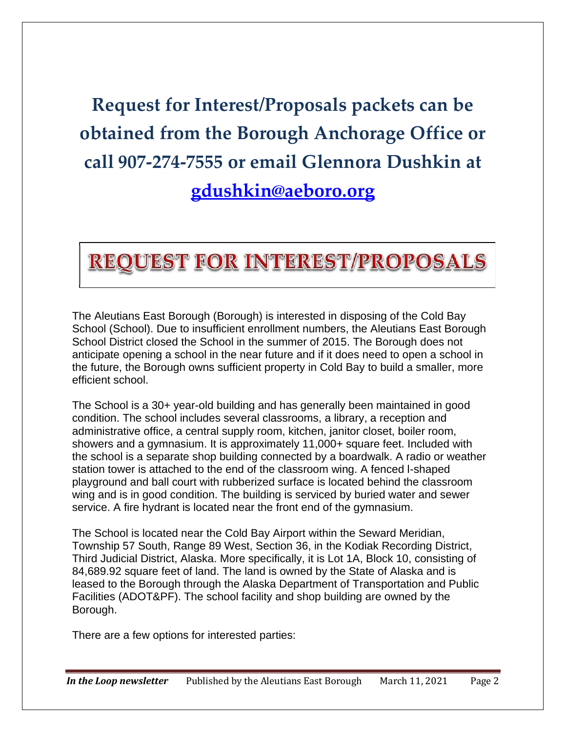# Request for Interest/Proposals packets can be obtained from the Borough Anchorage Office or call 907-274-7555 or email Glennora Dushkin at [gdushkin@aeboro.org](mailto:gdushkin@aeboro.org)

## REQUEST FOR INTEREST/PROPOSALS

The Aleutians East Borough (Borough) is interested in disposing of the Cold Bay School (School). Due to insufficient enrollment numbers, the Aleutians East Borough School District closed the School in the summer of 2015. The Borough does not anticipate opening a school in the near future and if it does need to open a school in the future, the Borough owns sufficient property in Cold Bay to build a smaller, more efficient school.

The School is a 30+ year-old building and has generally been maintained in good condition. The school includes several classrooms, a library, a reception and administrative office, a central supply room, kitchen, janitor closet, boiler room, showers and a gymnasium. It is approximately 11,000+ square feet. Included with the school is a separate shop building connected by a boardwalk. A radio or weather station tower is attached to the end of the classroom wing. A fenced l-shaped playground and ball court with rubberized surface is located behind the classroom wing and is in good condition. The building is serviced by buried water and sewer service. A fire hydrant is located near the front end of the gymnasium.

The School is located near the Cold Bay Airport within the Seward Meridian, Township 57 South, Range 89 West, Section 36, in the Kodiak Recording District, Third Judicial District, Alaska. More specifically, it is Lot 1A, Block 10, consisting of 84,689.92 square feet of land. The land is owned by the State of Alaska and is leased to the Borough through the Alaska Department of Transportation and Public Facilities (ADOT&PF). The school facility and shop building are owned by the Borough.

There are a few options for interested parties: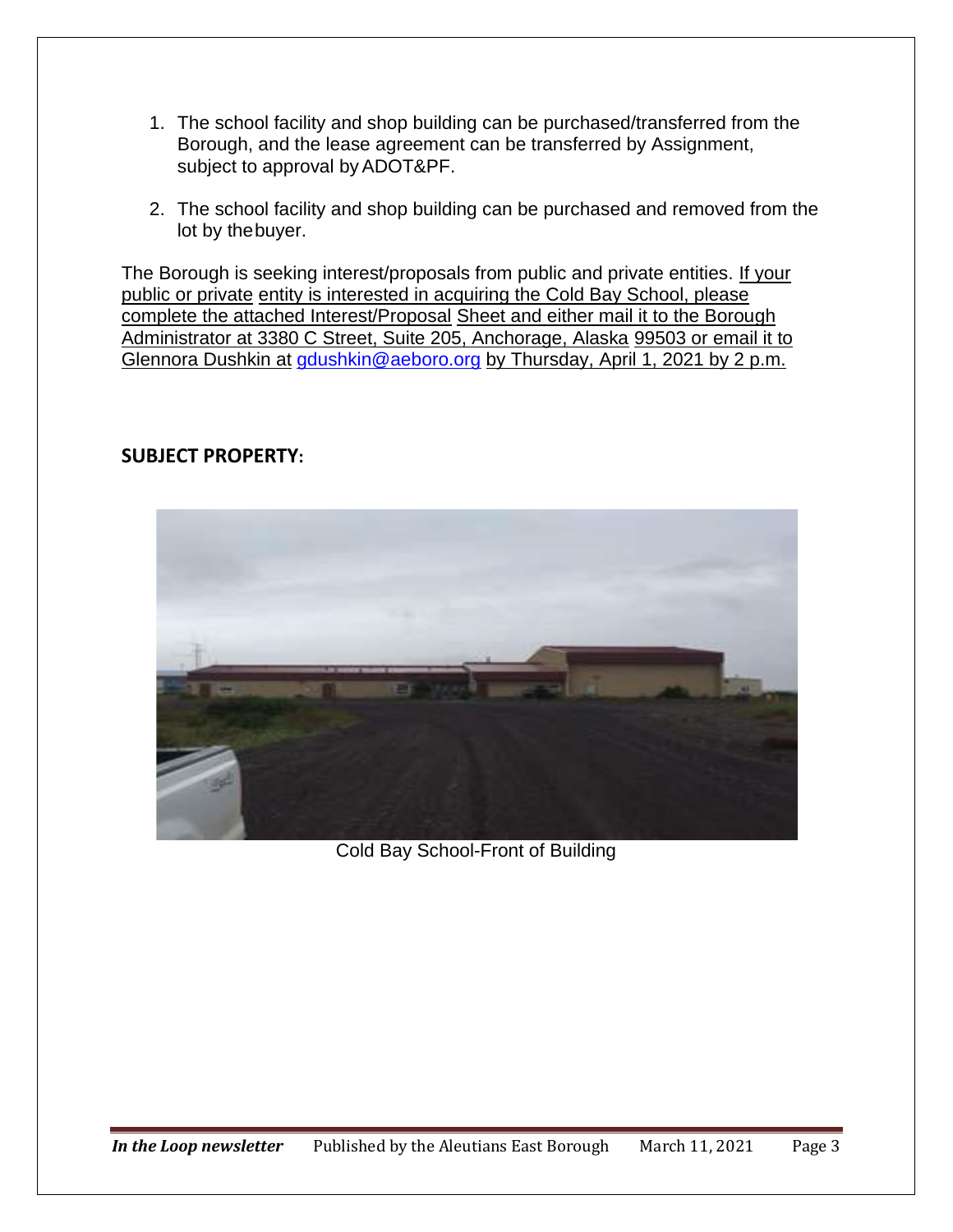1. The school facility and shop building can be purchased/transferred from the Borough, and the lease agreement can be transferred by Assignment, subject to approval by ADOT&PF.
2. The school facility and shop building can be purchased and removed from the lot by the buyer.

The Borough is seeking interest/proposals from public and private entities. If your public or private entity is interested in acquiring the Cold Bay School, please complete the attached Interest/Proposal Sheet and either mail it to the Borough Administrator at 3380 C Street, Suite 205, Anchorage, Alaska 99503 or email it to Glennora Dushkin at gdushkin@aeboro.org by Thursday, April 1, 2021 by 2 p.m.

**SUBJECT PROPERTY:**

Cold Bay School-Front of Building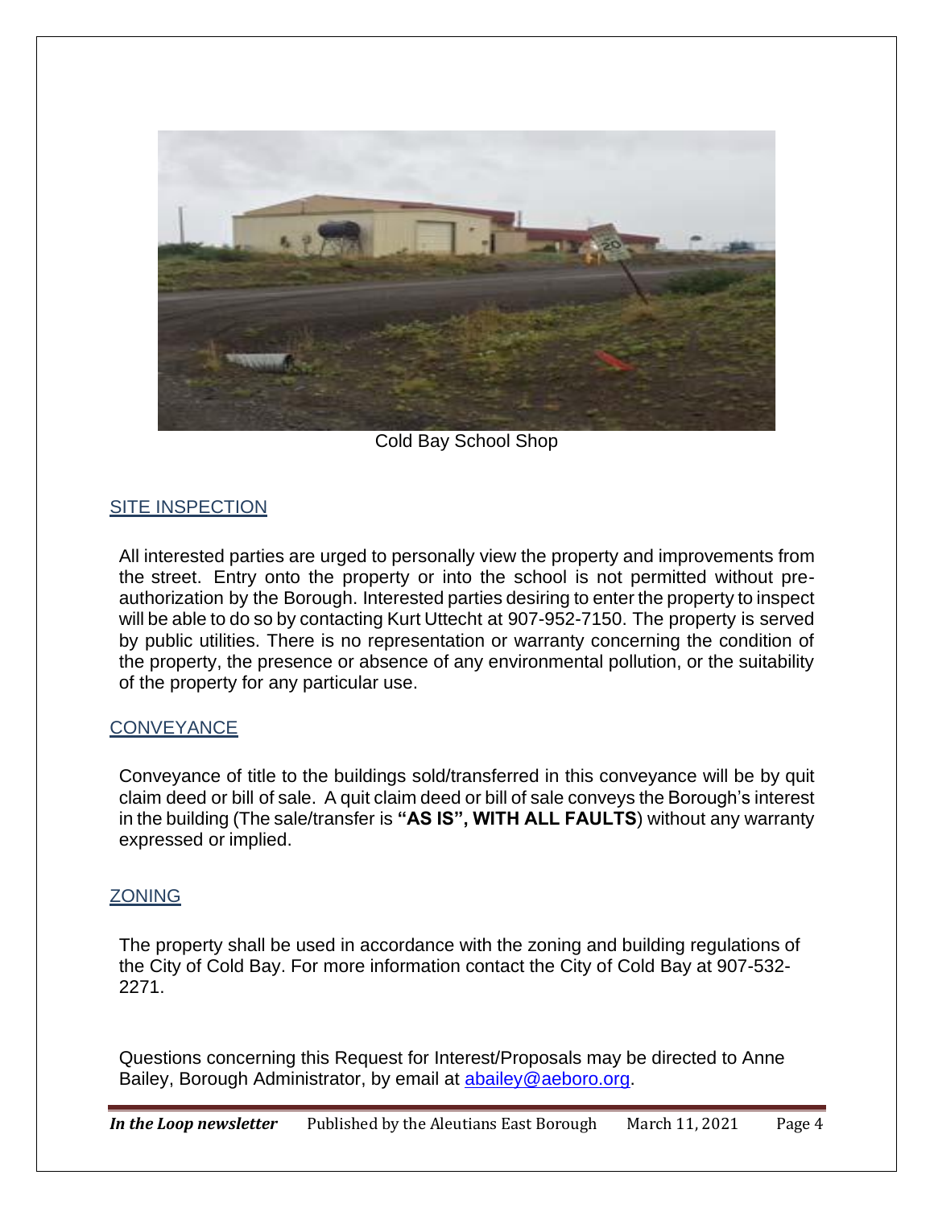Cold Bay School Shop

## SITE INSPECTION

All interested parties are urged to personally view the property and improvements from the street. Entry onto the property or into the school is not permitted without pre-authorization by the Borough. Interested parties desiring to enter the property to inspect will be able to do so by contacting Kurt Uttecht at 907-952-7150. The property is served by public utilities. There is no representation or warranty concerning the condition of the property, the presence or absence of any environmental pollution, or the suitability of the property for any particular use.

## CONVEYANCE

Conveyance of title to the buildings sold/transferred in this conveyance will be by quit claim deed or bill of sale. A quit claim deed or bill of sale conveys the Borough's interest in the building (The sale/transfer is **"AS IS", WITH ALL FAULTS**) without any warranty expressed or implied.

## ZONING

The property shall be used in accordance with the zoning and building regulations of the City of Cold Bay. For more information contact the City of Cold Bay at 907-532-2271.

Questions concerning this Request for Interest/Proposals may be directed to Anne Bailey, Borough Administrator, by email at [abailey@aeboro.org](mailto:abailey@aeboro.org).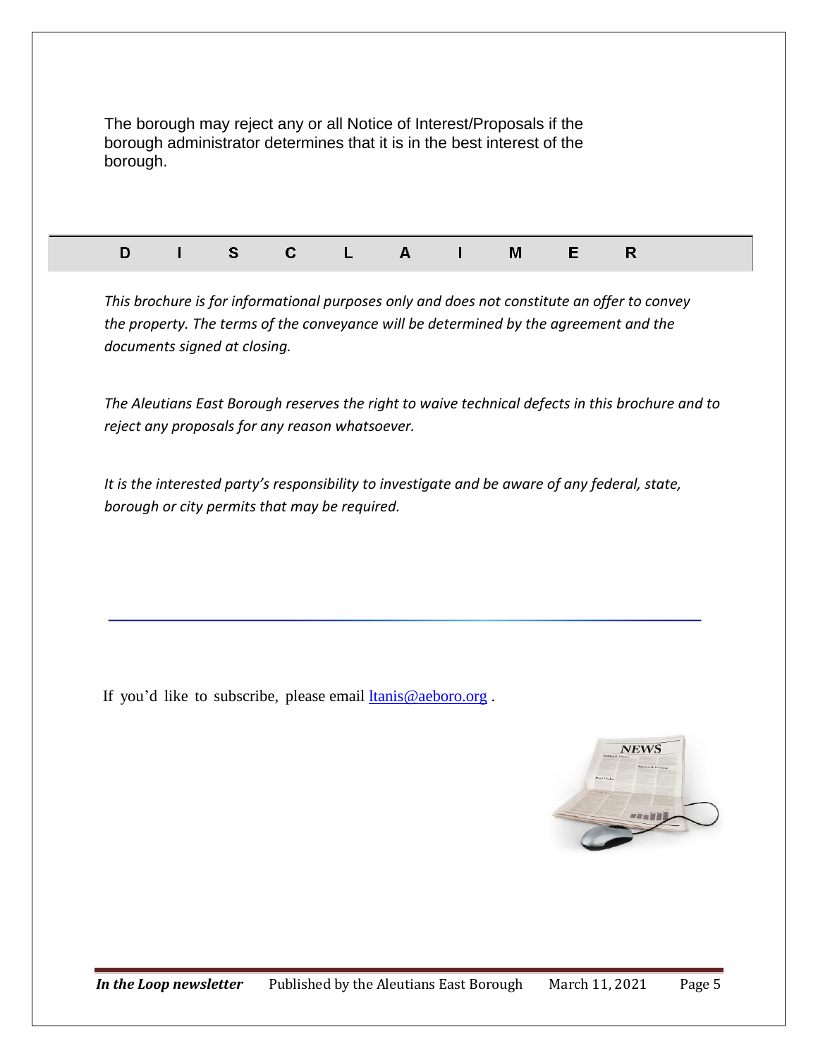The borough may reject any or all Notice of Interest/Proposals if the borough administrator determines that it is in the best interest of the borough.

## DISCLAIMER

*This brochure is for informational purposes only and does not constitute an offer to convey the property. The terms of the conveyance will be determined by the agreement and the documents signed at closing.*

*The Aleutians East Borough reserves the right to waive technical defects in this brochure and to reject any proposals for any reason whatsoever.*

*It is the interested party's responsibility to investigate and be aware of any federal, state, borough or city permits that may be required.*

---

If you'd like to subscribe, please email ltanis@aeboro.org .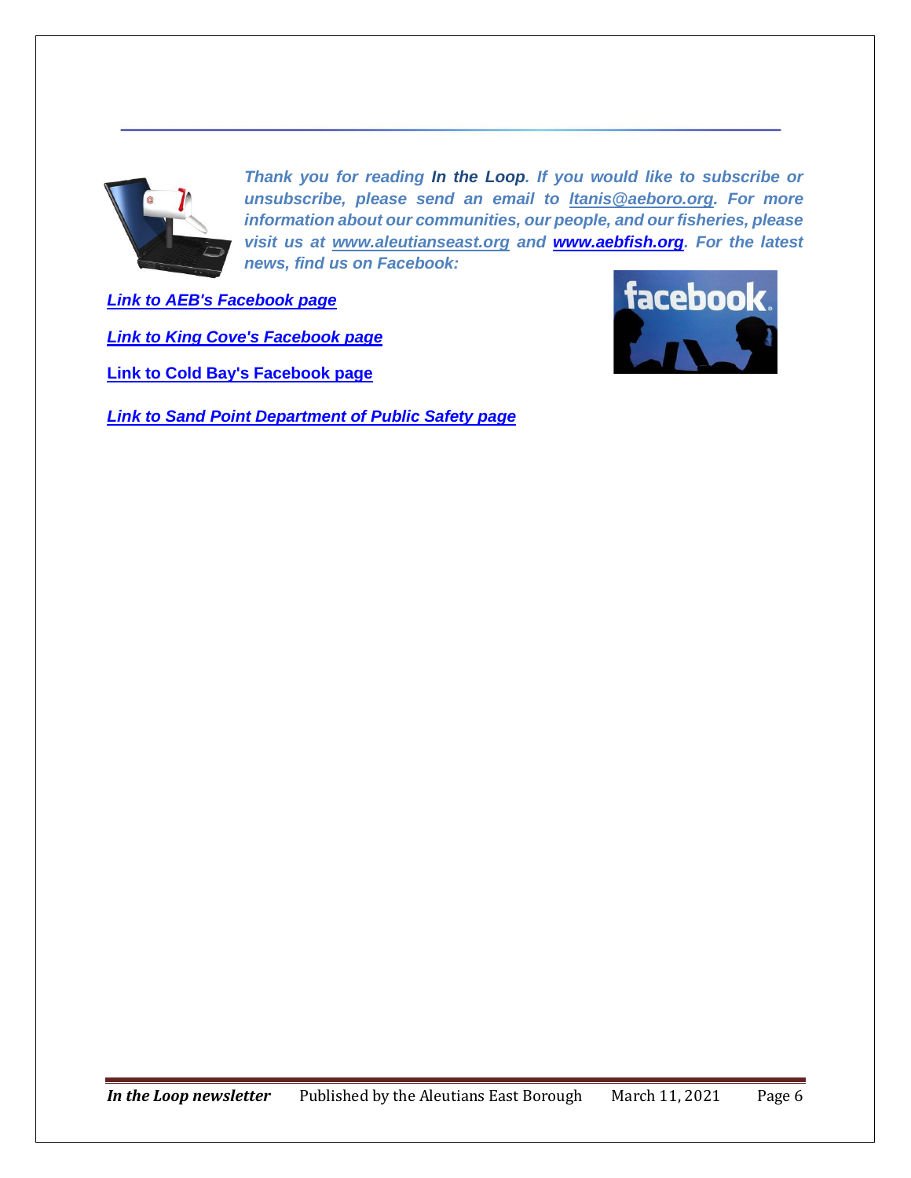*Thank you for reading **In the Loop**. If you would like to subscribe or unsubscribe, please send an email to ltanis@aeboro.org. For more information about our communities, our people, and our fisheries, please visit us at www.aleutianseast.org and **www.aebfish.org**. For the latest news, find us on Facebook:*

***Link to AEB's Facebook page***

***Link to King Cove's Facebook page***

**Link to Cold Bay's Facebook page**

***Link to Sand Point Department of Public Safety page***